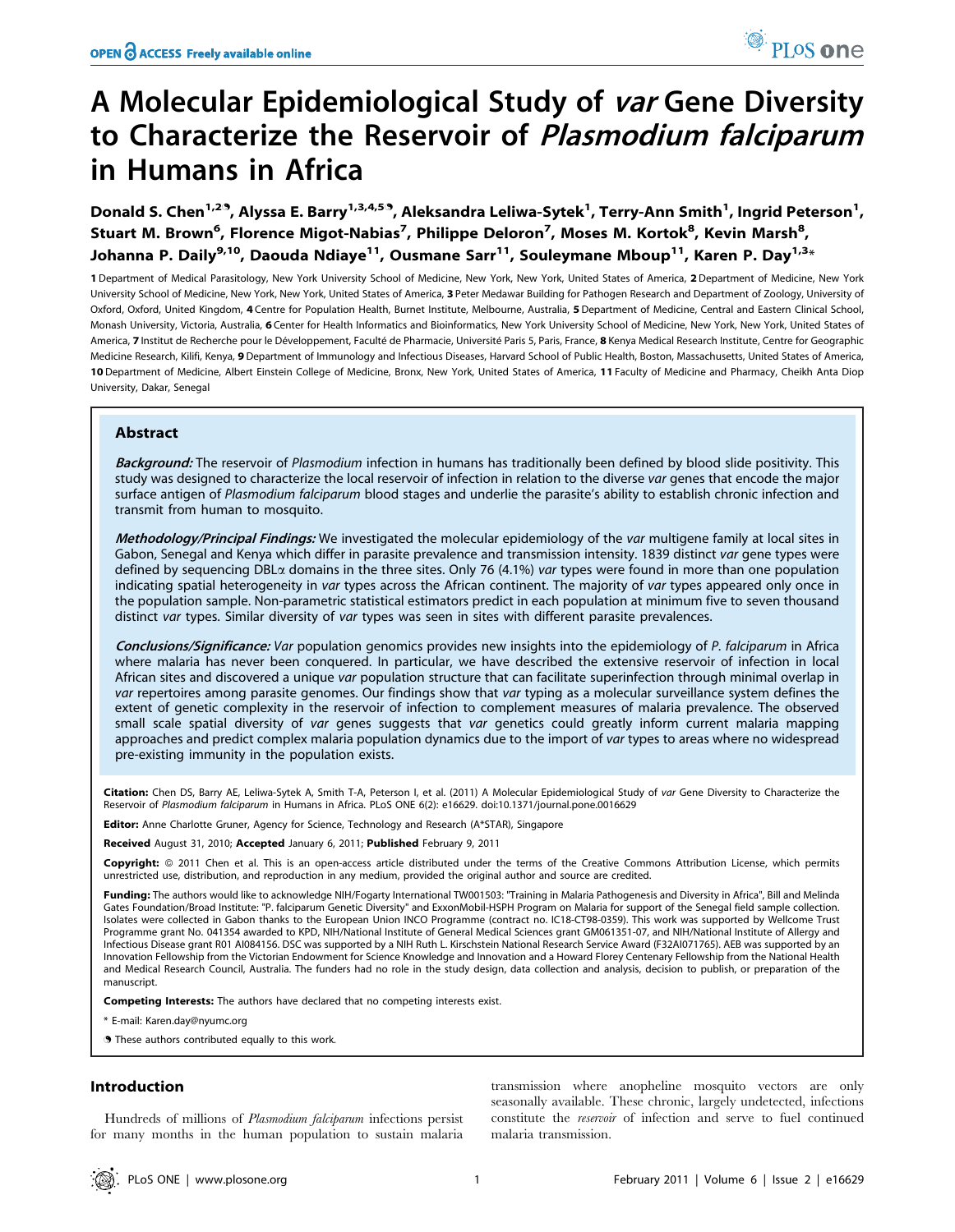# A Molecular Epidemiological Study of *var* Gene Diversity to Characterize the Reservoir of *Plasmodium falciparum* in Humans in Africa

**Donald S. Chen[1,2]¶, Alyssa E. Barry[1,3,4,5]¶, Aleksandra Leliwa-Sytek[1], Terry-Ann Smith[1], Ingrid Peterson[1], Stuart M. Brown[6], Florence Migot-Nabias[7], Philippe Deloron[7], Moses M. Kortok[8], Kevin Marsh[8], Johanna P. Daily[9,10], Daouda Ndiaye[11], Ousmane Sarr[11], Souleymane Mboup[11], Karen P. Day[1,3]***

1 Department of Medical Parasitology, New York University School of Medicine, New York, New York, United States of America, 2 Department of Medicine, New York University School of Medicine, New York, New York, United States of America, 3 Peter Medawar Building for Pathogen Research and Department of Zoology, University of Oxford, Oxford, United Kingdom, 4 Centre for Population Health, Burnet Institute, Melbourne, Australia, 5 Department of Medicine, Central and Eastern Clinical School, Monash University, Victoria, Australia, 6 Center for Health Informatics and Bioinformatics, New York University School of Medicine, New York, New York, United States of America, 7 Institut de Recherche pour le Développement, Faculté de Pharmacie, Université Paris 5, Paris, France, 8 Kenya Medical Research Institute, Centre for Geographic Medicine Research, Kilifi, Kenya, 9 Department of Immunology and Infectious Diseases, Harvard School of Public Health, Boston, Massachusetts, United States of America, 10 Department of Medicine, Albert Einstein College of Medicine, Bronx, New York, United States of America, 11 Faculty of Medicine and Pharmacy, Cheikh Anta Diop University, Dakar, Senegal

## Abstract

***Background:*** The reservoir of *Plasmodium* infection in humans has traditionally been defined by blood slide positivity. This study was designed to characterize the local reservoir of infection in relation to the diverse *var* genes that encode the major surface antigen of *Plasmodium falciparum* blood stages and underlie the parasite's ability to establish chronic infection and transmit from human to mosquito.

***Methodology/Principal Findings:*** We investigated the molecular epidemiology of the *var* multigene family at local sites in Gabon, Senegal and Kenya which differ in parasite prevalence and transmission intensity. 1839 distinct *var* gene types were defined by sequencing DBLα domains in the three sites. Only 76 (4.1%) *var* types were found in more than one population indicating spatial heterogeneity in *var* types across the African continent. The majority of *var* types appeared only once in the population sample. Non-parametric statistical estimators predict in each population at minimum five to seven thousand distinct *var* types. Similar diversity of *var* types was seen in sites with different parasite prevalences.

***Conclusions/Significance:*** *Var* population genomics provides new insights into the epidemiology of *P. falciparum* in Africa where malaria has never been conquered. In particular, we have described the extensive reservoir of infection in local African sites and discovered a unique *var* population structure that can facilitate superinfection through minimal overlap in *var* repertoires among parasite genomes. Our findings show that *var* typing as a molecular surveillance system defines the extent of genetic complexity in the reservoir of infection to complement measures of malaria prevalence. The observed small scale spatial diversity of *var* genes suggests that *var* genetics could greatly inform current malaria mapping approaches and predict complex malaria population dynamics due to the import of *var* types to areas where no widespread pre-existing immunity in the population exists.

**Citation:** Chen DS, Barry AE, Leliwa-Sytek A, Smith T-A, Peterson I, et al. (2011) A Molecular Epidemiological Study of *var* Gene Diversity to Characterize the Reservoir of *Plasmodium falciparum* in Humans in Africa. PLoS ONE 6(2): e16629. doi:10.1371/journal.pone.0016629

**Editor:** Anne Charlotte Gruner, Agency for Science, Technology and Research (A*STAR), Singapore

**Received** August 31, 2010; **Accepted** January 6, 2011; **Published** February 9, 2011

**Copyright:** © 2011 Chen et al. This is an open-access article distributed under the terms of the Creative Commons Attribution License, which permits unrestricted use, distribution, and reproduction in any medium, provided the original author and source are credited.

**Funding:** The authors would like to acknowledge NIH/Fogarty International TW001503: "Training in Malaria Pathogenesis and Diversity in Africa", Bill and Melinda Gates Foundation/Broad Institute: "P. falciparum Genetic Diversity" and ExxonMobil-HSPH Program on Malaria for support of the Senegal field sample collection. Isolates were collected in Gabon thanks to the European Union INCO Programme (contract no. IC18-CT98-0359). This work was supported by Wellcome Trust Programme grant No. 041354 awarded to KPD, NIH/National Institute of General Medical Sciences grant GM061351-07, and NIH/National Institute of Allergy and Infectious Disease grant R01 AI084156. DSC was supported by a NIH Ruth L. Kirschstein National Research Service Award (F32AI071765). AEB was supported by an Innovation Fellowship from the Victorian Endowment for Science Knowledge and Innovation and a Howard Florey Centenary Fellowship from the National Health and Medical Research Council, Australia. The funders had no role in the study design, data collection and analysis, decision to publish, or preparation of the manuscript.

**Competing Interests:** The authors have declared that no competing interests exist.

\* E-mail: Karen.day@nyumc.org

¶ These authors contributed equally to this work.

## Introduction

Hundreds of millions of *Plasmodium falciparum* infections persist for many months in the human population to sustain malaria transmission where anopheline mosquito vectors are only seasonally available. These chronic, largely undetected, infections constitute the *reservoir* of infection and serve to fuel continued malaria transmission.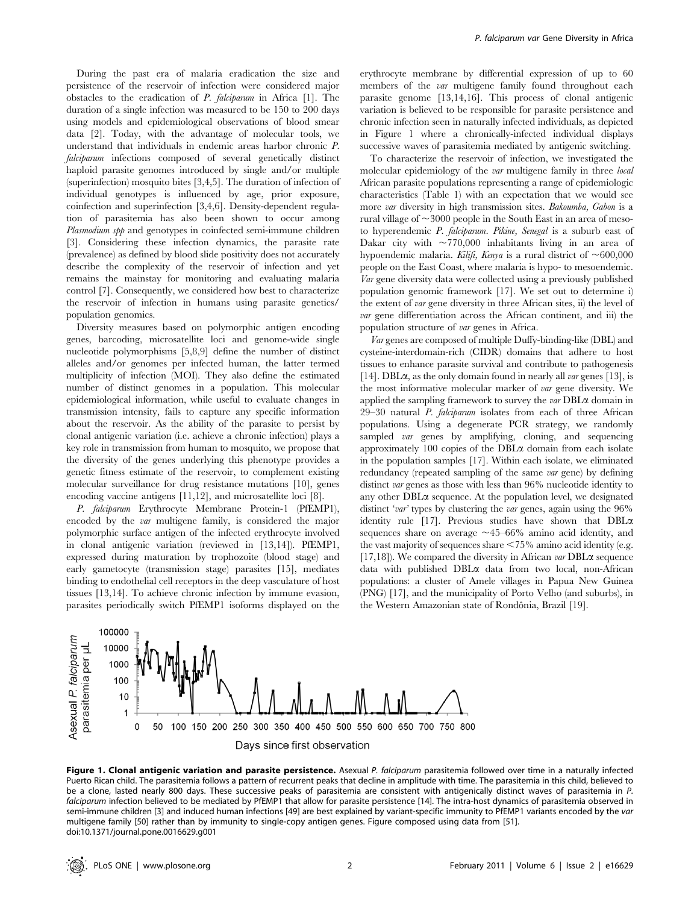During the past era of malaria eradication the size and persistence of the reservoir of infection were considered major obstacles to the eradication of *P. falciparum* in Africa [1]. The duration of a single infection was measured to be 150 to 200 days using models and epidemiological observations of blood smear data [2]. Today, with the advantage of molecular tools, we understand that individuals in endemic areas harbor chronic *P. falciparum* infections composed of several genetically distinct haploid parasite genomes introduced by single and/or multiple (superinfection) mosquito bites [3,4,5]. The duration of infection of individual genotypes is influenced by age, prior exposure, coinfection and superinfection [3,4,6]. Density-dependent regulation of parasitemia has also been shown to occur among *Plasmodium spp* and genotypes in coinfected semi-immune children [3]. Considering these infection dynamics, the parasite rate (prevalence) as defined by blood slide positivity does not accurately describe the complexity of the reservoir of infection and yet remains the mainstay for monitoring and evaluating malaria control [7]. Consequently, we considered how best to characterize the reservoir of infection in humans using parasite genetics/population genomics.

Diversity measures based on polymorphic antigen encoding genes, barcoding, microsatellite loci and genome-wide single nucleotide polymorphisms [5,8,9] define the number of distinct alleles and/or genomes per infected human, the latter termed multiplicity of infection (MOI). They also define the estimated number of distinct genomes in a population. This molecular epidemiological information, while useful to evaluate changes in transmission intensity, fails to capture any specific information about the reservoir. As the ability of the parasite to persist by clonal antigenic variation (i.e. achieve a chronic infection) plays a key role in transmission from human to mosquito, we propose that the diversity of the genes underlying this phenotype provides a genetic fitness estimate of the reservoir, to complement existing molecular surveillance for drug resistance mutations [10], genes encoding vaccine antigens [11,12], and microsatellite loci [8].

*P. falciparum* Erythrocyte Membrane Protein-1 (PfEMP1), encoded by the *var* multigene family, is considered the major polymorphic surface antigen of the infected erythrocyte involved in clonal antigenic variation (reviewed in [13,14]). PfEMP1, expressed during maturation by trophozoite (blood stage) and early gametocyte (transmission stage) parasites [15], mediates binding to endothelial cell receptors in the deep vasculature of host tissues [13,14]. To achieve chronic infection by immune evasion, parasites periodically switch PfEMP1 isoforms displayed on the erythrocyte membrane by differential expression of up to 60 members of the *var* multigene family found throughout each parasite genome [13,14,16]. This process of clonal antigenic variation is believed to be responsible for parasite persistence and chronic infection seen in naturally infected individuals, as depicted in Figure 1 where a chronically-infected individual displays successive waves of parasitemia mediated by antigenic switching.

To characterize the reservoir of infection, we investigated the molecular epidemiology of the *var* multigene family in three *local* African parasite populations representing a range of epidemiologic characteristics (Table 1) with an expectation that we would see more *var* diversity in high transmission sites. *Bakoumba, Gabon* is a rural village of ~3000 people in the South East in an area of meso-to hyperendemic *P. falciparum*. *Pikine, Senegal* is a suburb east of Dakar city with ~770,000 inhabitants living in an area of hypoendemic malaria. *Kilifi, Kenya* is a rural district of ~600,000 people on the East Coast, where malaria is hypo- to mesoendemic. *Var* gene diversity data were collected using a previously published population genomic framework [17]. We set out to determine i) the extent of *var* gene diversity in three African sites, ii) the level of *var* gene differentiation across the African continent, and iii) the population structure of *var* genes in Africa.

*Var* genes are composed of multiple Duffy-binding-like (DBL) and cysteine-interdomain-rich (CIDR) domains that adhere to host tissues to enhance parasite survival and contribute to pathogenesis [14]. DBL$\alpha$, as the only domain found in nearly all *var* genes [13], is the most informative molecular marker of *var* gene diversity. We applied the sampling framework to survey the *var* DBL$\alpha$ domain in 29–30 natural *P. falciparum* isolates from each of three African populations. Using a degenerate PCR strategy, we randomly sampled *var* genes by amplifying, cloning, and sequencing approximately 100 copies of the DBL$\alpha$ domain from each isolate in the population samples [17]. Within each isolate, we eliminated redundancy (repeated sampling of the same *var* gene) by defining distinct *var* genes as those with less than 96% nucleotide identity to any other DBL$\alpha$ sequence. At the population level, we designated distinct '*var*' types by clustering the *var* genes, again using the 96% identity rule [17]. Previous studies have shown that DBL$\alpha$ sequences share on average ~45–66% amino acid identity, and the vast majority of sequences share <75% amino acid identity (e.g. [17,18]). We compared the diversity in African *var* DBL$\alpha$ sequence data with published DBL$\alpha$ data from two local, non-African populations: a cluster of Amele villages in Papua New Guinea (PNG) [17], and the municipality of Porto Velho (and suburbs), in the Western Amazonian state of Rondônia, Brazil [19].

**Figure 1. Clonal antigenic variation and parasite persistence.** Asexual *P. falciparum* parasitemia followed over time in a naturally infected Puerto Rican child. The parasitemia follows a pattern of recurrent peaks that decline in amplitude with time. The parasitemia in this child, believed to be a clone, lasted nearly 800 days. These successive peaks of parasitemia are consistent with antigenically distinct waves of parasitemia in *P. falciparum* infection believed to be mediated by PfEMP1 that allow for parasite persistence [14]. The intra-host dynamics of parasitemia observed in semi-immune children [3] and induced human infections [49] are best explained by variant-specific immunity to PfEMP1 variants encoded by the *var* multigene family [50] rather than by immunity to single-copy antigen genes. Figure composed using data from [51].
doi:10.1371/journal.pone.0016629.g001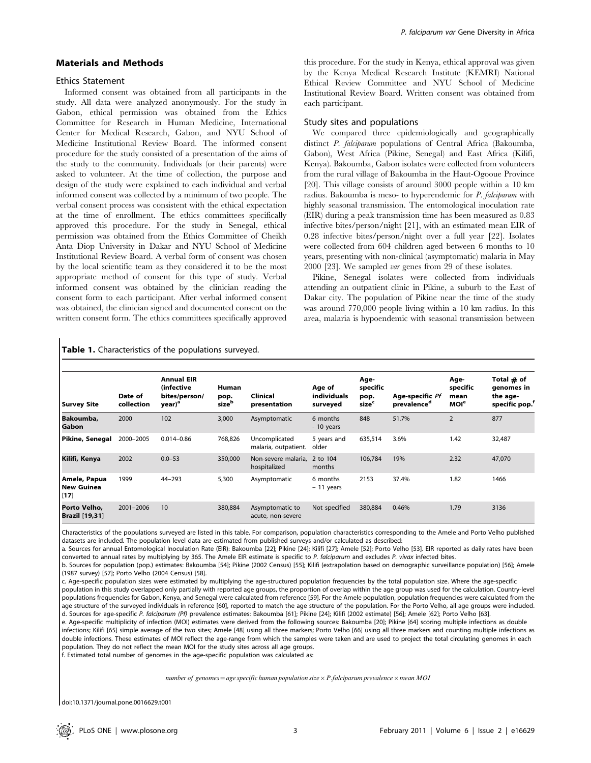## Materials and Methods

### Ethics Statement

Informed consent was obtained from all participants in the study. All data were analyzed anonymously. For the study in Gabon, ethical permission was obtained from the Ethics Committee for Research in Human Medicine, International Center for Medical Research, Gabon, and NYU School of Medicine Institutional Review Board. The informed consent procedure for the study consisted of a presentation of the aims of the study to the community. Individuals (or their parents) were asked to volunteer. At the time of collection, the purpose and design of the study were explained to each individual and verbal informed consent was collected by a minimum of two people. The verbal consent process was consistent with the ethical expectation at the time of enrollment. The ethics committees specifically approved this procedure. For the study in Senegal, ethical permission was obtained from the Ethics Committee of Cheikh Anta Diop University in Dakar and NYU School of Medicine Institutional Review Board. A verbal form of consent was chosen by the local scientific team as they considered it to be the most appropriate method of consent for this type of study. Verbal informed consent was obtained by the clinician reading the consent form to each participant. After verbal informed consent was obtained, the clinician signed and documented consent on the written consent form. The ethics committees specifically approved this procedure. For the study in Kenya, ethical approval was given by the Kenya Medical Research Institute (KEMRI) National Ethical Review Committee and NYU School of Medicine Institutional Review Board. Written consent was obtained from each participant.

### Study sites and populations

We compared three epidemiologically and geographically distinct *P. falciparum* populations of Central Africa (Bakoumba, Gabon), West Africa (Pikine, Senegal) and East Africa (Kilifi, Kenya). Bakoumba, Gabon isolates were collected from volunteers from the rural village of Bakoumba in the Haut-Ogooue Province [20]. This village consists of around 3000 people within a 10 km radius. Bakoumba is meso- to hyperendemic for *P. falciparum* with highly seasonal transmission. The entomological inoculation rate (EIR) during a peak transmission time has been measured as 0.83 infective bites/person/night [21], with an estimated mean EIR of 0.28 infective bites/person/night over a full year [22]. Isolates were collected from 604 children aged between 6 months to 10 years, presenting with non-clinical (asymptomatic) malaria in May 2000 [23]. We sampled *var* genes from 29 of these isolates.

Pikine, Senegal isolates were collected from individuals attending an outpatient clinic in Pikine, a suburb to the East of Dakar city. The population of Pikine near the time of the study was around 770,000 people living within a 10 km radius. In this area, malaria is hypoendemic with seasonal transmission between

**Table 1.** Characteristics of the populations surveyed.

| Survey Site | Date of collection | Annual EIR (infective bites/person/ year)[a] | Human pop. size[b] | Clinical presentation | Age of individuals surveyed | Age-specific pop. size[c] | Age-specific *Pf* prevalence[d] | Age-specific mean MOI[e] | Total # of genomes in the age-specific pop.[f] |
|---|---|---|---|---|---|---|---|---|---|
| **Bakoumba, Gabon** | 2000 | 102 | 3,000 | Asymptomatic | 6 months - 10 years | 848 | 51.7% | 2 | 877 |
| **Pikine, Senegal** | 2000–2005 | 0.014–0.86 | 768,826 | Uncomplicated malaria, outpatient. | 5 years and older | 635,514 | 3.6% | 1.42 | 32,487 |
| **Kilifi, Kenya** | 2002 | 0.0–53 | 350,000 | Non-severe malaria, hospitalized | 2 to 104 months | 106,784 | 19% | 2.32 | 47,070 |
| **Amele, Papua New Guinea** [17] | 1999 | 44–293 | 5,300 | Asymptomatic | 6 months – 11 years | 2153 | 37.4% | 1.82 | 1466 |
| **Porto Velho, Brazil** [19,31] | 2001–2006 | 10 | 380,884 | Asymptomatic to acute, non-severe | Not specified | 380,884 | 0.46% | 1.79 | 3136 |

Characteristics of the populations surveyed are listed in this table. For comparison, population characteristics corresponding to the Amele and Porto Velho published datasets are included. The population level data are estimated from published surveys and/or calculated as described:

a. Sources for annual Entomological Inoculation Rate (EIR): Bakoumba [22]; Pikine [24]; Kilifi [27]; Amele [52]; Porto Velho [53]. EIR reported as daily rates have been converted to annual rates by multiplying by 365. The Amele EIR estimate is specific to *P. falciparum* and excludes *P. vivax* infected bites.

b. Sources for population (pop.) estimates: Bakoumba [54]; Pikine (2002 Census) [55]; Kilifi (extrapolation based on demographic surveillance population) [56]; Amele (1987 survey) [57]; Porto Velho (2004 Census) [58].

c. Age-specific population sizes were estimated by multiplying the age-structured population frequencies by the total population size. Where the age-specific population in this study overlapped only partially with reported age groups, the proportion of overlap within the age group was used for the calculation. Country-level populations frequencies for Gabon, Kenya, and Senegal were calculated from reference [59]. For the Amele population, population frequencies were calculated from the age structure of the surveyed individuals in reference [60], reported to match the age structure of the population. For the Porto Velho, all age groups were included.

d. Sources for age-specific *P. falciparum* (*Pf*) prevalence estimates: Bakoumba [61]; Pikine [24]; Kilifi (2002 estimate) [56]; Amele [62]; Porto Velho [63].

e. Age-specific multiplicity of infection (MOI) estimates were derived from the following sources: Bakoumba [20]; Pikine [64] scoring multiple infections as double infections; Kilifi [65] simple average of the two sites; Amele [48] using all three markers; Porto Velho [66] using all three markers and counting multiple infections as double infections. These estimates of MOI reflect the age-range from which the samples were taken and are used to project the total circulating genomes in each population. They do not reflect the mean MOI for the study sites across all age groups.

f. Estimated total number of genomes in the age-specific population was calculated as:

$$number\ of\ genomes = age\ specific\ human\ population\ size \times P.falciparum\ prevalence \times mean\ MOI$$

doi:10.1371/journal.pone.0016629.t001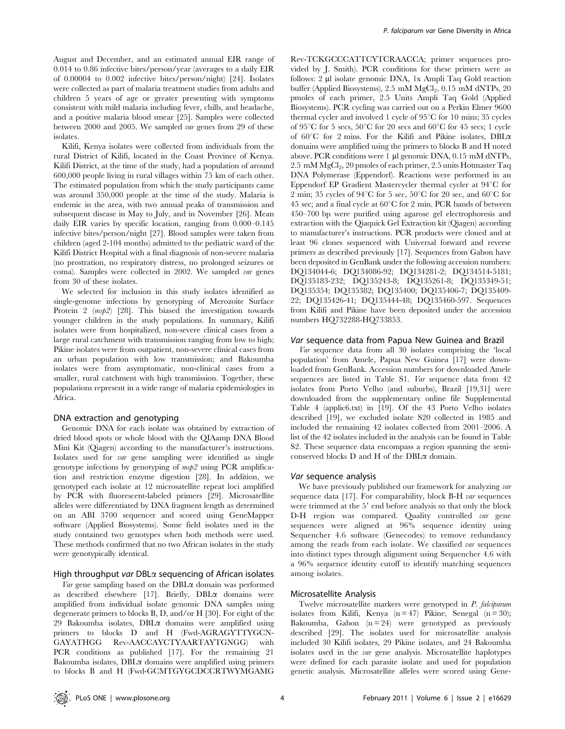August and December, and an estimated annual EIR range of 0.014 to 0.86 infective bites/person/year (averages to a daily EIR of 0.00004 to 0.002 infective bites/person/night) [24]. Isolates were collected as part of malaria treatment studies from adults and children 5 years of age or greater presenting with symptoms consistent with mild malaria including fever, chills, and headache, and a positive malaria blood smear [25]. Samples were collected between 2000 and 2005. We sampled *var* genes from 29 of these isolates.

Kilifi, Kenya isolates were collected from individuals from the rural District of Kilifi, located in the Coast Province of Kenya. Kilifi District, at the time of the study, had a population of around 600,000 people living in rural villages within 75 km of each other. The estimated population from which the study participants came was around 350,000 people at the time of the study. Malaria is endemic in the area, with two annual peaks of transmission and subsequent disease in May to July, and in November [26]. Mean daily EIR varies by specific location, ranging from 0.000–0.145 infective bites/person/night [27]. Blood samples were taken from children (aged 2-104 months) admitted to the pediatric ward of the Kilifi District Hospital with a final diagnosis of non-severe malaria (no prostration, no respiratory distress, no prolonged seizures or coma). Samples were collected in 2002. We sampled *var* genes from 30 of these isolates.

We selected for inclusion in this study isolates identified as single-genome infections by genotyping of Merozoite Surface Protein 2 (*msp2*) [28]. This biased the investigation towards younger children in the study populations. In summary, Kilifi isolates were from hospitalized, non-severe clinical cases from a large rural catchment with transmission ranging from low to high; Pikine isolates were from outpatient, non-severe clinical cases from an urban population with low transmission; and Bakoumba isolates were from asymptomatic, non-clinical cases from a smaller, rural catchment with high transmission. Together, these populations represent in a wide range of malaria epidemiologies in Africa.

### DNA extraction and genotyping

Genomic DNA for each isolate was obtained by extraction of dried blood spots or whole blood with the QIAamp DNA Blood Mini Kit (Qiagen) according to the manufacturer's instructions. Isolates used for *var* gene sampling were identified as single genotype infections by genotyping of *msp2* using PCR amplification and restriction enzyme digestion [28]. In addition, we genotyped each isolate at 12 microsatellite repeat loci amplified by PCR with fluorescent-labeled primers [29]. Microsatellite alleles were differentiated by DNA fragment length as determined on an ABI 3700 sequencer and scored using GeneMapper software (Applied Biosystems). Some field isolates used in the study contained two genotypes when both methods were used. These methods confirmed that no two African isolates in the study were genotypically identical.

### High throughput *var* DBLα sequencing of African isolates

*Var* gene sampling based on the DBLα domain was performed as described elsewhere [17]. Briefly, DBLα domains were amplified from individual isolate genomic DNA samples using degenerate primers to blocks B, D, and/or H [30]. For eight of the 29 Bakoumba isolates, DBLα domains were amplified using primers to blocks D and H (Fwd-AGRAGYTTYGCN-GAYATHGG Rev-AACCAYCTYAARTAYTGNGG) with PCR conditions as published [17]. For the remaining 21 Bakoumba isolates, DBLα domains were amplified using primers to blocks B and H (Fwd-GCMTGYGCDCCRTWYMGAMG Rev-TCKGCCCATTCYTCRAACCA; primer sequences provided by J. Smith). PCR conditions for these primers were as follows: 2 µl isolate genomic DNA, 1x Ampli Taq Gold reaction buffer (Applied Biosystems), 2.5 mM $MgCl_2$, 0.15 mM dNTPs, 20 pmoles of each primer, 2.5 Units Ampli Taq Gold (Applied Biosystems). PCR cycling was carried out on a Perkin Elmer 9600 thermal cycler and involved 1 cycle of 95°C for 10 mins; 35 cycles of 95°C for 5 secs, 50°C for 20 secs and 60°C for 45 secs; 1 cycle of 60°C for 2 mins. For the Kilifi and Pikine isolates, DBLα domains were amplified using the primers to blocks B and H noted above. PCR conditions were 1 µl genomic DNA, 0.15 mM dNTPs, 2.5 mM $MgCl_2$, 20 pmoles of each primer, 2.5 units Hotmaster Taq DNA Polymerase (Eppendorf). Reactions were performed in an Eppendorf EP Gradient Mastercycler thermal cycler at 94°C for 2 min; 35 cycles of 94°C for 5 sec, 50°C for 20 sec, and 60°C for 45 sec; and a final cycle at 60°C for 2 min. PCR bands of between 450–700 bp were purified using agarose gel electrophoresis and extraction with the Qiaquick Gel Extraction kit (Qiagen) according to manufacturer's instructions. PCR products were cloned and at least 96 clones sequenced with Universal forward and reverse primers as described previously [17]. Sequences from Gabon have been deposited in GenBank under the following accession numbers: DQ134044-6; DQ134086-92; DQ134281-2; DQ134514-5181; DQ135183-232; DQ135243-8; DQ135261-8; DQ135349-51; DQ135354; DQ135382; DQ135400; DQ135406-7; DQ135409-22; DQ135426-41; DQ135444-48; DQ135460-597. Sequences from Kilifi and Pikine have been deposited under the accession numbers HQ732288-HQ733853.

### *Var* sequence data from Papua New Guinea and Brazil

*Var* sequence data from all 30 isolates comprising the 'local population' from Amele, Papua New Guinea [17] were downloaded from GenBank. Accession numbers for downloaded Amele sequences are listed in Table S1. *Var* sequence data from 42 isolates from Porto Velho (and suburbs), Brazil [19,31] were downloaded from the supplementary online file Supplemental Table 4 (applic6.txt) in [19]. Of the 43 Porto Velho isolates described [19], we excluded isolate S20 collected in 1985 and included the remaining 42 isolates collected from 2001–2006. A list of the 42 isolates included in the analysis can be found in Table S2. These sequence data encompass a region spanning the semi-conserved blocks D and H of the DBLα domain.

### *Var* sequence analysis

We have previously published our framework for analyzing *var* sequence data [17]. For comparability, block B-H *var* sequences were trimmed at the 5′ end before analysis so that only the block D-H region was compared. Quality controlled *var* gene sequences were aligned at 96% sequence identity using Sequencher 4.6 software (Genecodes) to remove redundancy among the reads from each isolate. We classified *var* sequences into distinct types through alignment using Sequencher 4.6 with a 96% sequence identity cutoff to identify matching sequences among isolates.

### Microsatellite Analysis

Twelve microsatellite markers were genotyped in *P. falciparum* isolates from Kilifi, Kenya (n = 47) Pikine, Senegal (n = 30); Bakoumba, Gabon (n = 24) were genotyped as previously described [29]. The isolates used for microsatellite analysis included 30 Kilifi isolates, 29 Pikine isolates, and 24 Bakoumba isolates used in the *var* gene analysis. Microsatellite haplotypes were defined for each parasite isolate and used for population genetic analysis. Microsatellite alleles were scored using Gene-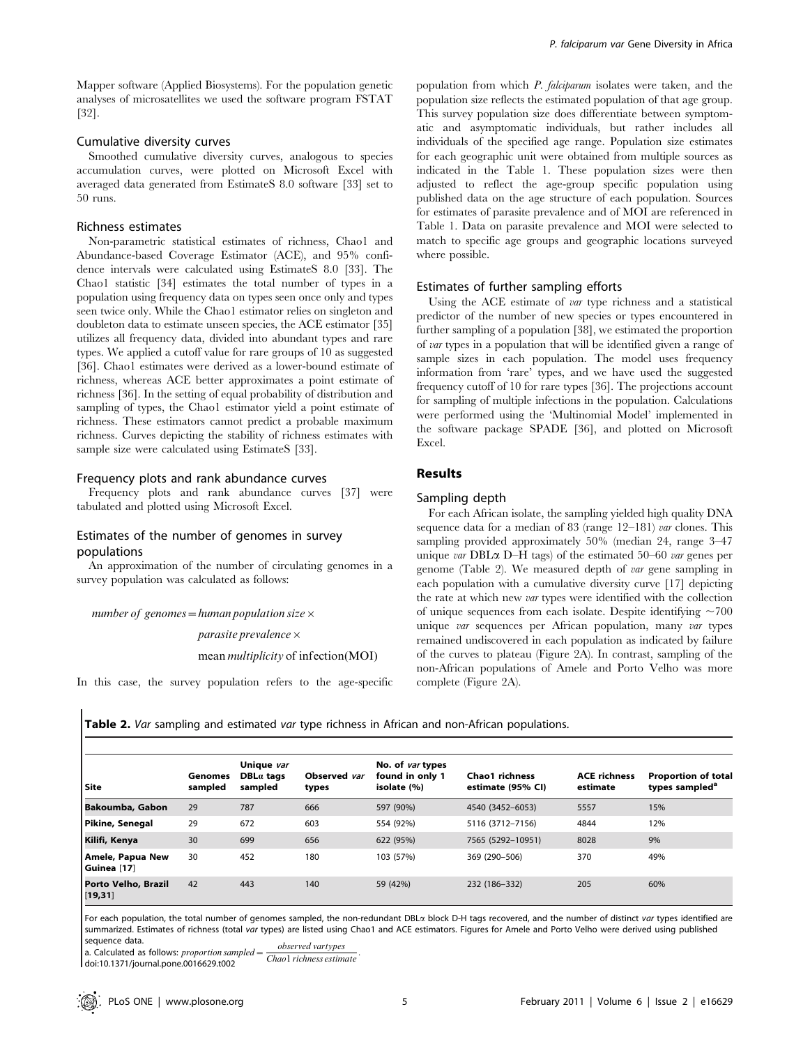Mapper software (Applied Biosystems). For the population genetic analyses of microsatellites we used the software program FSTAT [32].

### Cumulative diversity curves

Smoothed cumulative diversity curves, analogous to species accumulation curves, were plotted on Microsoft Excel with averaged data generated from EstimateS 8.0 software [33] set to 50 runs.

### Richness estimates

Non-parametric statistical estimates of richness, Chao1 and Abundance-based Coverage Estimator (ACE), and 95% confidence intervals were calculated using EstimateS 8.0 [33]. The Chao1 statistic [34] estimates the total number of types in a population using frequency data on types seen once only and types seen twice only. While the Chao1 estimator relies on singleton and doubleton data to estimate unseen species, the ACE estimator [35] utilizes all frequency data, divided into abundant types and rare types. We applied a cutoff value for rare groups of 10 as suggested [36]. Chao1 estimates were derived as a lower-bound estimate of richness, whereas ACE better approximates a point estimate of richness [36]. In the setting of equal probability of distribution and sampling of types, the Chao1 estimator yield a point estimate of richness. These estimators cannot predict a probable maximum richness. Curves depicting the stability of richness estimates with sample size were calculated using EstimateS [33].

### Frequency plots and rank abundance curves

Frequency plots and rank abundance curves [37] were tabulated and plotted using Microsoft Excel.

### Estimates of the number of genomes in survey populations

An approximation of the number of circulating genomes in a survey population was calculated as follows:

$$\textit{number of genomes} = \textit{human population size} \times \textit{parasite prevalence} \times \text{mean } \textit{multiplicity} \text{ of infection(MOI)}$$

In this case, the survey population refers to the age-specific population from which *P. falciparum* isolates were taken, and the population size reflects the estimated population of that age group. This survey population size does differentiate between symptomatic and asymptomatic individuals, but rather includes all individuals of the specified age range. Population size estimates for each geographic unit were obtained from multiple sources as indicated in the Table 1. These population sizes were then adjusted to reflect the age-group specific population using published data on the age structure of each population. Sources for estimates of parasite prevalence and of MOI are referenced in Table 1. Data on parasite prevalence and MOI were selected to match to specific age groups and geographic locations surveyed where possible.

### Estimates of further sampling efforts

Using the ACE estimate of *var* type richness and a statistical predictor of the number of new species or types encountered in further sampling of a population [38], we estimated the proportion of *var* types in a population that will be identified given a range of sample sizes in each population. The model uses frequency information from 'rare' types, and we have used the suggested frequency cutoff of 10 for rare types [36]. The projections account for sampling of multiple infections in the population. Calculations were performed using the 'Multinomial Model' implemented in the software package SPADE [36], and plotted on Microsoft Excel.

## Results

### Sampling depth

For each African isolate, the sampling yielded high quality DNA sequence data for a median of 83 (range 12–181) *var* clones. This sampling provided approximately 50% (median 24, range 3–47 unique *var* DBLα D–H tags) of the estimated 50–60 *var* genes per genome (Table 2). We measured depth of *var* gene sampling in each population with a cumulative diversity curve [17] depicting the rate at which new *var* types were identified with the collection of unique sequences from each isolate. Despite identifying ~700 unique *var* sequences per African population, many *var* types remained undiscovered in each population as indicated by failure of the curves to plateau (Figure 2A). In contrast, sampling of the non-African populations of Amele and Porto Velho was more complete (Figure 2A).

**Table 2.** *Var* sampling and estimated *var* type richness in African and non-African populations.

| Site | Genomes sampled | Unique *var* DBLα tags sampled | Observed *var* types | No. of *var* types found in only 1 isolate (%) | Chao1 richness estimate (95% CI) | ACE richness estimate | Proportion of total types sampled[a] |
|---|---|---|---|---|---|---|---|
| **Bakoumba, Gabon** | 29 | 787 | 666 | 597 (90%) | 4540 (3452–6053) | 5557 | 15% |
| **Pikine, Senegal** | 29 | 672 | 603 | 554 (92%) | 5116 (3712–7156) | 4844 | 12% |
| **Kilifi, Kenya** | 30 | 699 | 656 | 622 (95%) | 7565 (5292–10951) | 8028 | 9% |
| **Amele, Papua New Guinea [17]** | 30 | 452 | 180 | 103 (57%) | 369 (290–506) | 370 | 49% |
| **Porto Velho, Brazil [19,31]** | 42 | 443 | 140 | 59 (42%) | 232 (186–332) | 205 | 60% |

For each population, the total number of genomes sampled, the non-redundant DBLα block D-H tags recovered, and the number of distinct *var* types identified are summarized. Estimates of richness (total *var* types) are listed using Chao1 and ACE estimators. Figures for Amele and Porto Velho were derived using published sequence data.

a. Calculated as follows: $\textit{proportion sampled} = \dfrac{\textit{observed var types}}{\textit{Chao1 richness estimate}}$.

doi:10.1371/journal.pone.0016629.t002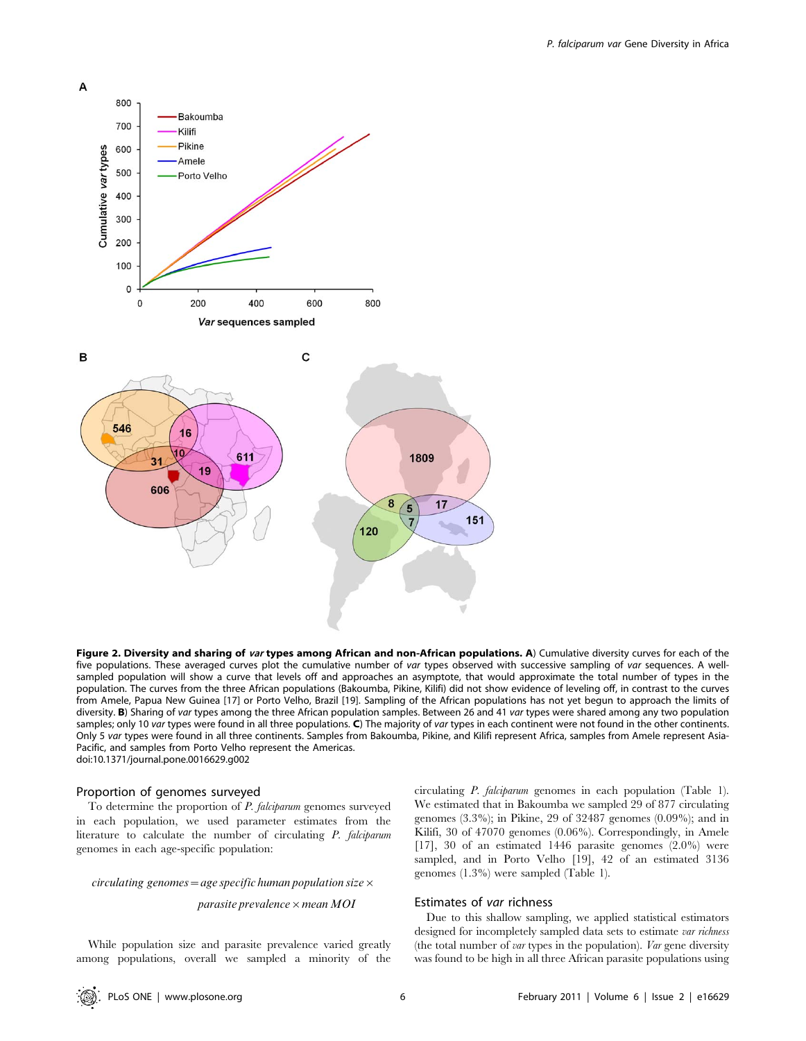**Figure 2. Diversity and sharing of *var* types among African and non-African populations. A**) Cumulative diversity curves for each of the five populations. These averaged curves plot the cumulative number of *var* types observed with successive sampling of *var* sequences. A well-sampled population will show a curve that levels off and approaches an asymptote, that would approximate the total number of types in the population. The curves from the three African populations (Bakoumba, Pikine, Kilifi) did not show evidence of leveling off, in contrast to the curves from Amele, Papua New Guinea [17] or Porto Velho, Brazil [19]. Sampling of the African populations has not yet begun to approach the limits of diversity. **B**) Sharing of *var* types among the three African population samples. Between 26 and 41 *var* types were shared among any two population samples; only 10 *var* types were found in all three populations. **C**) The majority of *var* types in each continent were not found in the other continents. Only 5 *var* types were found in all three continents. Samples from Bakoumba, Pikine, and Kilifi represent Africa, samples from Amele represent Asia-Pacific, and samples from Porto Velho represent the Americas.
doi:10.1371/journal.pone.0016629.g002

## Proportion of genomes surveyed

To determine the proportion of *P. falciparum* genomes surveyed in each population, we used parameter estimates from the literature to calculate the number of circulating *P. falciparum* genomes in each age-specific population:

$$\textit{circulating genomes} = \textit{age specific human population size} \times \textit{parasite prevalence} \times \textit{mean MOI}$$

While population size and parasite prevalence varied greatly among populations, overall we sampled a minority of the circulating *P. falciparum* genomes in each population (Table 1). We estimated that in Bakoumba we sampled 29 of 877 circulating genomes (3.3%); in Pikine, 29 of 32487 genomes (0.09%); and in Kilifi, 30 of 47070 genomes (0.06%). Correspondingly, in Amele [17], 30 of an estimated 1446 parasite genomes (2.0%) were sampled, and in Porto Velho [19], 42 of an estimated 3136 genomes (1.3%) were sampled (Table 1).

## Estimates of *var* richness

Due to this shallow sampling, we applied statistical estimators designed for incompletely sampled data sets to estimate *var richness* (the total number of *var* types in the population). *Var* gene diversity was found to be high in all three African parasite populations using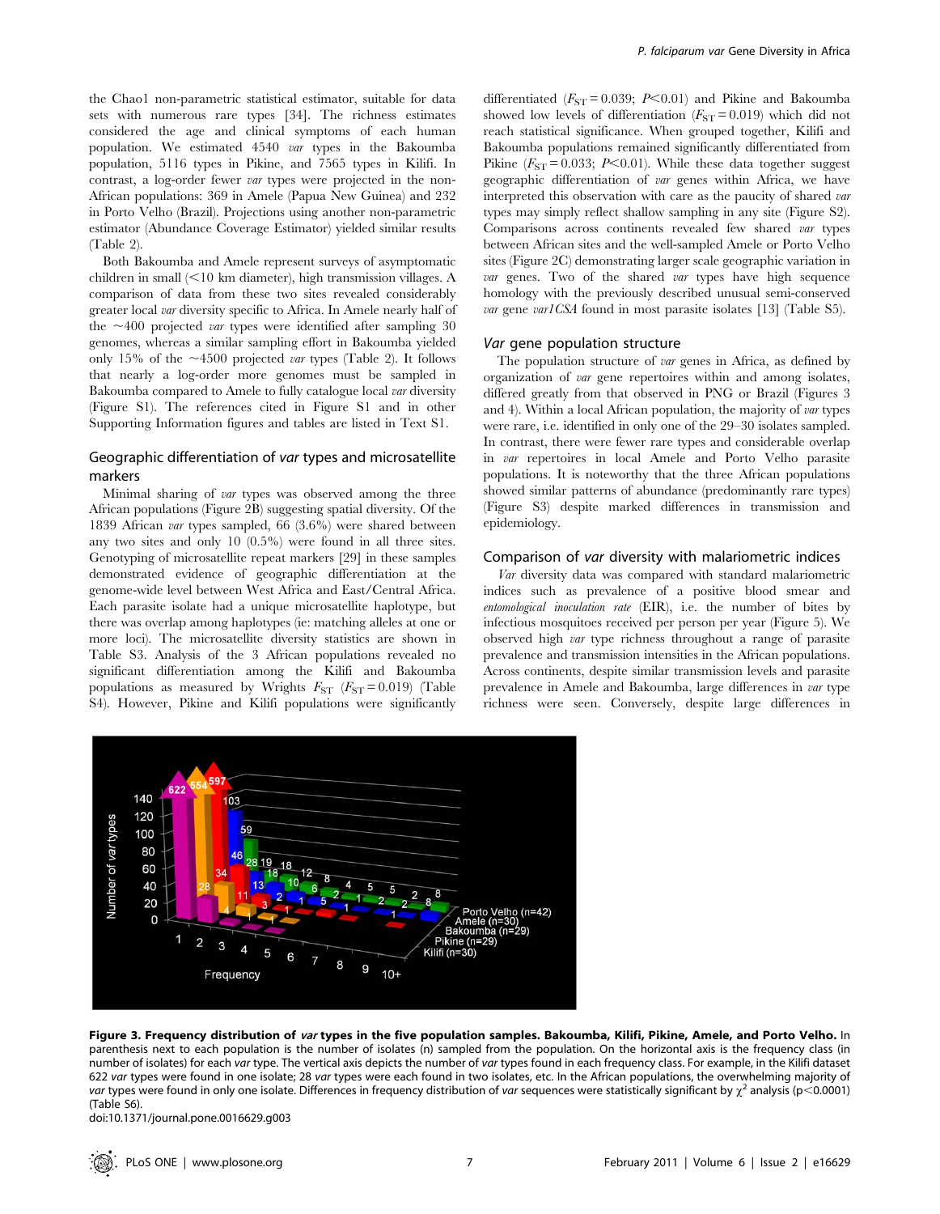the Chao1 non-parametric statistical estimator, suitable for data sets with numerous rare types [34]. The richness estimates considered the age and clinical symptoms of each human population. We estimated 4540 *var* types in the Bakoumba population, 5116 types in Pikine, and 7565 types in Kilifi. In contrast, a log-order fewer *var* types were projected in the non-African populations: 369 in Amele (Papua New Guinea) and 232 in Porto Velho (Brazil). Projections using another non-parametric estimator (Abundance Coverage Estimator) yielded similar results (Table 2).

Both Bakoumba and Amele represent surveys of asymptomatic children in small (<10 km diameter), high transmission villages. A comparison of data from these two sites revealed considerably greater local *var* diversity specific to Africa. In Amele nearly half of the ~400 projected *var* types were identified after sampling 30 genomes, whereas a similar sampling effort in Bakoumba yielded only 15% of the ~4500 projected *var* types (Table 2). It follows that nearly a log-order more genomes must be sampled in Bakoumba compared to Amele to fully catalogue local *var* diversity (Figure S1). The references cited in Figure S1 and in other Supporting Information figures and tables are listed in Text S1.

## Geographic differentiation of *var* types and microsatellite markers

Minimal sharing of *var* types was observed among the three African populations (Figure 2B) suggesting spatial diversity. Of the 1839 African *var* types sampled, 66 (3.6%) were shared between any two sites and only 10 (0.5%) were found in all three sites. Genotyping of microsatellite repeat markers [29] in these samples demonstrated evidence of geographic differentiation at the genome-wide level between West Africa and East/Central Africa. Each parasite isolate had a unique microsatellite haplotype, but there was overlap among haplotypes (ie: matching alleles at one or more loci). The microsatellite diversity statistics are shown in Table S3. Analysis of the 3 African populations revealed no significant differentiation among the Kilifi and Bakoumba populations as measured by Wrights $F_{ST}$ ($F_{ST}=0.019$) (Table S4). However, Pikine and Kilifi populations were significantly differentiated ($F_{ST}=0.039$; $P<0.01$) and Pikine and Bakoumba showed low levels of differentiation ($F_{ST}=0.019$) which did not reach statistical significance. When grouped together, Kilifi and Bakoumba populations remained significantly differentiated from Pikine ($F_{ST}=0.033$; $P<0.01$). While these data together suggest geographic differentiation of *var* genes within Africa, we have interpreted this observation with care as the paucity of shared *var* types may simply reflect shallow sampling in any site (Figure S2). Comparisons across continents revealed few shared *var* types between African sites and the well-sampled Amele or Porto Velho sites (Figure 2C) demonstrating larger scale geographic variation in *var* genes. Two of the shared *var* types have high sequence homology with the previously described unusual semi-conserved *var* gene *var1CSA* found in most parasite isolates [13] (Table S5).

## *Var* gene population structure

The population structure of *var* genes in Africa, as defined by organization of *var* gene repertoires within and among isolates, differed greatly from that observed in PNG or Brazil (Figures 3 and 4). Within a local African population, the majority of *var* types were rare, i.e. identified in only one of the 29–30 isolates sampled. In contrast, there were fewer rare types and considerable overlap in *var* repertoires in local Amele and Porto Velho parasite populations. It is noteworthy that the three African populations showed similar patterns of abundance (predominantly rare types) (Figure S3) despite marked differences in transmission and epidemiology.

## Comparison of *var* diversity with malariometric indices

*Var* diversity data was compared with standard malariometric indices such as prevalence of a positive blood smear and *entomological inoculation rate* (EIR), i.e. the number of bites by infectious mosquitoes received per person per year (Figure 5). We observed high *var* type richness throughout a range of parasite prevalence and transmission intensities in the African populations. Across continents, despite similar transmission levels and parasite prevalence in Amele and Bakoumba, large differences in *var* type richness were seen. Conversely, despite large differences in

**Figure 3. Frequency distribution of *var* types in the five population samples. Bakoumba, Kilifi, Pikine, Amele, and Porto Velho.** In parenthesis next to each population is the number of isolates (n) sampled from the population. On the horizontal axis is the frequency class (in number of isolates) for each *var* type. The vertical axis depicts the number of *var* types found in each frequency class. For example, in the Kilifi dataset 622 *var* types were found in one isolate; 28 *var* types were each found in two isolates, etc. In the African populations, the overwhelming majority of *var* types were found in only one isolate. Differences in frequency distribution of *var* sequences were statistically significant by $\chi^2$ analysis ($p<0.0001$) (Table S6).
doi:10.1371/journal.pone.0016629.g003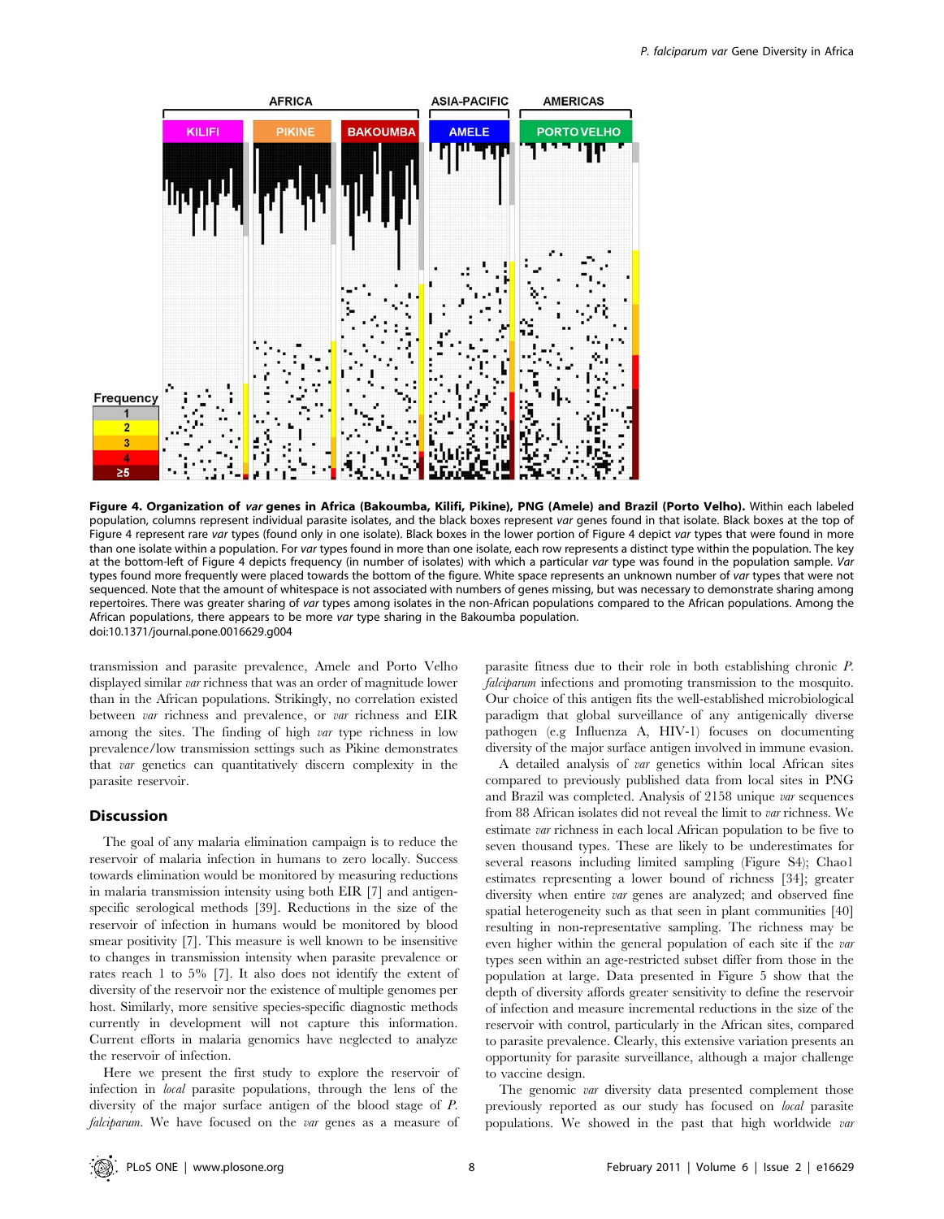**Figure 4. Organization of *var* genes in Africa (Bakoumba, Kilifi, Pikine), PNG (Amele) and Brazil (Porto Velho).** Within each labeled population, columns represent individual parasite isolates, and the black boxes represent *var* genes found in that isolate. Black boxes at the top of Figure 4 represent rare *var* types (found only in one isolate). Black boxes in the lower portion of Figure 4 depict *var* types that were found in more than one isolate within a population. For *var* types found in more than one isolate, each row represents a distinct type within the population. The key at the bottom-left of Figure 4 depicts frequency (in number of isolates) with which a particular *var* type was found in the population sample. *Var* types found more frequently were placed towards the bottom of the figure. White space represents an unknown number of *var* types that were not sequenced. Note that the amount of whitespace is not associated with numbers of genes missing, but was necessary to demonstrate sharing among repertoires. There was greater sharing of *var* types among isolates in the non-African populations compared to the African populations. Among the African populations, there appears to be more *var* type sharing in the Bakoumba population.
doi:10.1371/journal.pone.0016629.g004

transmission and parasite prevalence, Amele and Porto Velho displayed similar *var* richness that was an order of magnitude lower than in the African populations. Strikingly, no correlation existed between *var* richness and prevalence, or *var* richness and EIR among the sites. The finding of high *var* type richness in low prevalence/low transmission settings such as Pikine demonstrates that *var* genetics can quantitatively discern complexity in the parasite reservoir.

## Discussion

The goal of any malaria elimination campaign is to reduce the reservoir of malaria infection in humans to zero locally. Success towards elimination would be monitored by measuring reductions in malaria transmission intensity using both EIR [7] and antigen-specific serological methods [39]. Reductions in the size of the reservoir of infection in humans would be monitored by blood smear positivity [7]. This measure is well known to be insensitive to changes in transmission intensity when parasite prevalence or rates reach 1 to 5% [7]. It also does not identify the extent of diversity of the reservoir nor the existence of multiple genomes per host. Similarly, more sensitive species-specific diagnostic methods currently in development will not capture this information. Current efforts in malaria genomics have neglected to analyze the reservoir of infection.

Here we present the first study to explore the reservoir of infection in *local* parasite populations, through the lens of the diversity of the major surface antigen of the blood stage of *P. falciparum*. We have focused on the *var* genes as a measure of parasite fitness due to their role in both establishing chronic *P. falciparum* infections and promoting transmission to the mosquito. Our choice of this antigen fits the well-established microbiological paradigm that global surveillance of any antigenically diverse pathogen (e.g Influenza A, HIV-1) focuses on documenting diversity of the major surface antigen involved in immune evasion.

A detailed analysis of *var* genetics within local African sites compared to previously published data from local sites in PNG and Brazil was completed. Analysis of 2158 unique *var* sequences from 88 African isolates did not reveal the limit to *var* richness. We estimate *var* richness in each local African population to be five to seven thousand types. These are likely to be underestimates for several reasons including limited sampling (Figure S4); Chao1 estimates representing a lower bound of richness [34]; greater diversity when entire *var* genes are analyzed; and observed fine spatial heterogeneity such as that seen in plant communities [40] resulting in non-representative sampling. The richness may be even higher within the general population of each site if the *var* types seen within an age-restricted subset differ from those in the population at large. Data presented in Figure 5 show that the depth of diversity affords greater sensitivity to define the reservoir of infection and measure incremental reductions in the size of the reservoir with control, particularly in the African sites, compared to parasite prevalence. Clearly, this extensive variation presents an opportunity for parasite surveillance, although a major challenge to vaccine design.

The genomic *var* diversity data presented complement those previously reported as our study has focused on *local* parasite populations. We showed in the past that high worldwide *var*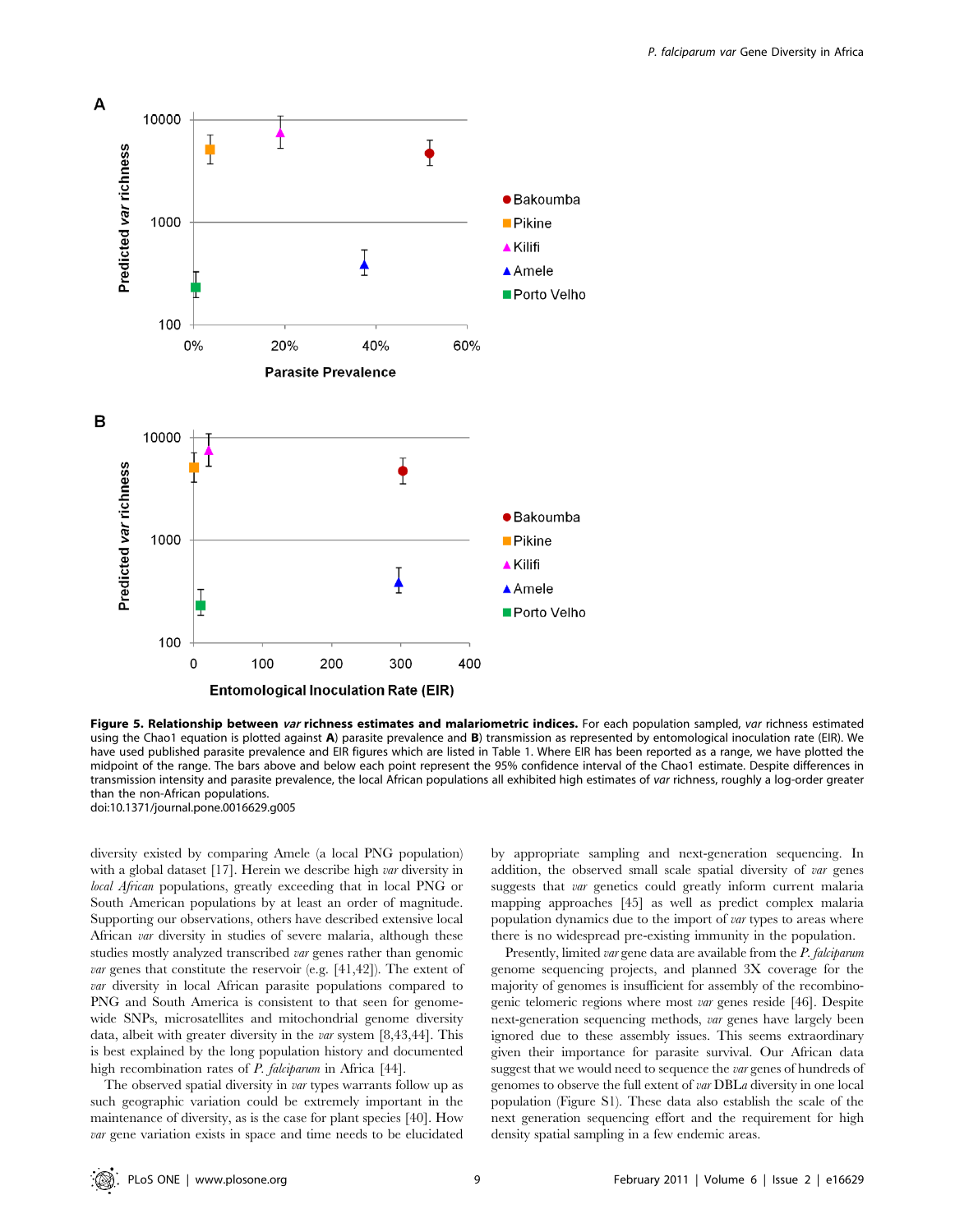**Figure 5. Relationship between *var* richness estimates and malariometric indices.** For each population sampled, *var* richness estimated using the Chao1 equation is plotted against **A**) parasite prevalence and **B**) transmission as represented by entomological inoculation rate (EIR). We have used published parasite prevalence and EIR figures which are listed in Table 1. Where EIR has been reported as a range, we have plotted the midpoint of the range. The bars above and below each point represent the 95% confidence interval of the Chao1 estimate. Despite differences in transmission intensity and parasite prevalence, the local African populations all exhibited high estimates of *var* richness, roughly a log-order greater than the non-African populations.
doi:10.1371/journal.pone.0016629.g005

diversity existed by comparing Amele (a local PNG population) with a global dataset [17]. Herein we describe high *var* diversity in *local African* populations, greatly exceeding that in local PNG or South American populations by at least an order of magnitude. Supporting our observations, others have described extensive local African *var* diversity in studies of severe malaria, although these studies mostly analyzed transcribed *var* genes rather than genomic *var* genes that constitute the reservoir (e.g. [41,42]). The extent of *var* diversity in local African parasite populations compared to PNG and South America is consistent to that seen for genome-wide SNPs, microsatellites and mitochondrial genome diversity data, albeit with greater diversity in the *var* system [8,43,44]. This is best explained by the long population history and documented high recombination rates of *P. falciparum* in Africa [44].

The observed spatial diversity in *var* types warrants follow up as such geographic variation could be extremely important in the maintenance of diversity, as is the case for plant species [40]. How *var* gene variation exists in space and time needs to be elucidated by appropriate sampling and next-generation sequencing. In addition, the observed small scale spatial diversity of *var* genes suggests that *var* genetics could greatly inform current malaria mapping approaches [45] as well as predict complex malaria population dynamics due to the import of *var* types to areas where there is no widespread pre-existing immunity in the population.

Presently, limited *var* gene data are available from the *P. falciparum* genome sequencing projects, and planned 3X coverage for the majority of genomes is insufficient for assembly of the recombinogenic telomeric regions where most *var* genes reside [46]. Despite next-generation sequencing methods, *var* genes have largely been ignored due to these assembly issues. This seems extraordinary given their importance for parasite survival. Our African data suggest that we would need to sequence the *var* genes of hundreds of genomes to observe the full extent of *var* DBL$\alpha$ diversity in one local population (Figure S1). These data also establish the scale of the next generation sequencing effort and the requirement for high density spatial sampling in a few endemic areas.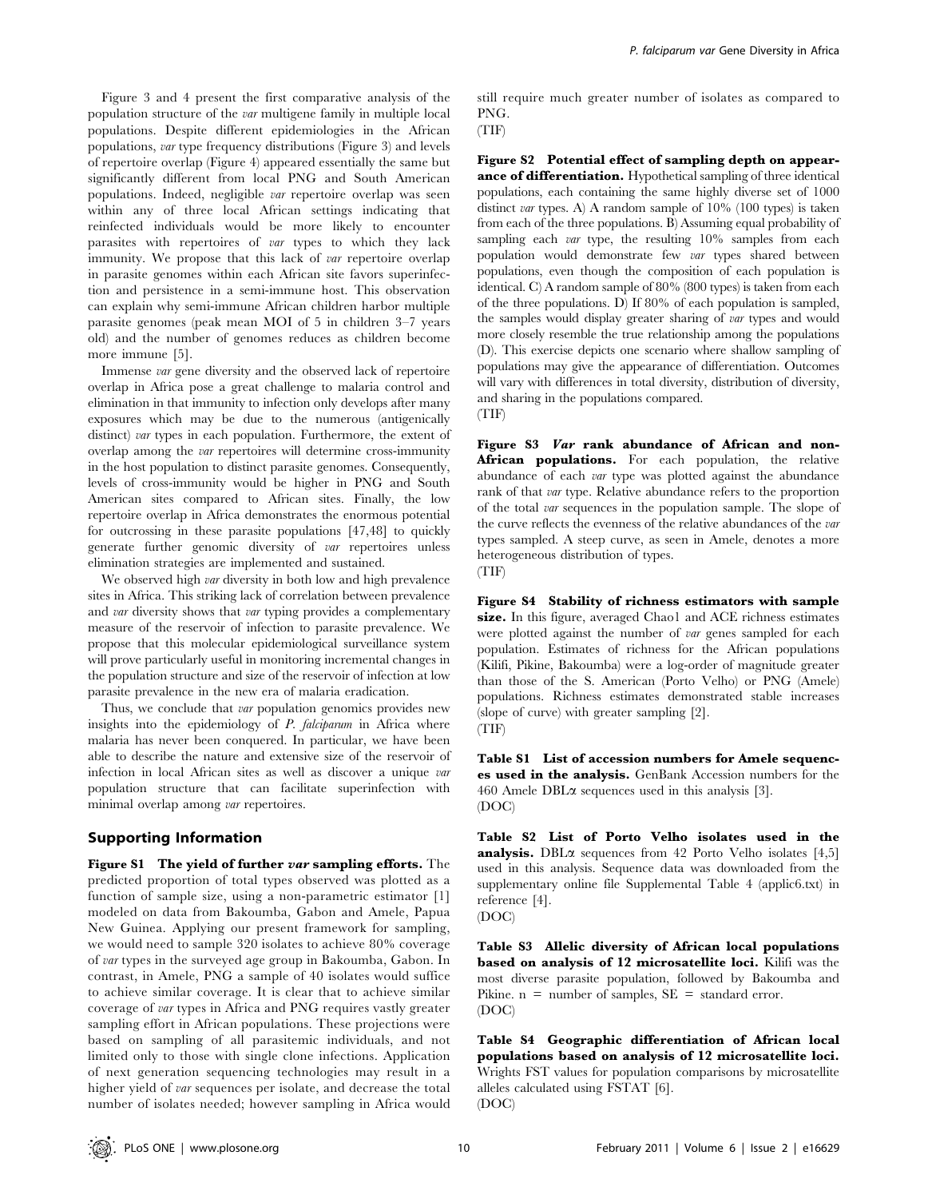Figure 3 and 4 present the first comparative analysis of the population structure of the *var* multigene family in multiple local populations. Despite different epidemiologies in the African populations, *var* type frequency distributions (Figure 3) and levels of repertoire overlap (Figure 4) appeared essentially the same but significantly different from local PNG and South American populations. Indeed, negligible *var* repertoire overlap was seen within any of three local African settings indicating that reinfected individuals would be more likely to encounter parasites with repertoires of *var* types to which they lack immunity. We propose that this lack of *var* repertoire overlap in parasite genomes within each African site favors superinfection and persistence in a semi-immune host. This observation can explain why semi-immune African children harbor multiple parasite genomes (peak mean MOI of 5 in children 3–7 years old) and the number of genomes reduces as children become more immune [5].

Immense *var* gene diversity and the observed lack of repertoire overlap in Africa pose a great challenge to malaria control and elimination in that immunity to infection only develops after many exposures which may be due to the numerous (antigenically distinct) *var* types in each population. Furthermore, the extent of overlap among the *var* repertoires will determine cross-immunity in the host population to distinct parasite genomes. Consequently, levels of cross-immunity would be higher in PNG and South American sites compared to African sites. Finally, the low repertoire overlap in Africa demonstrates the enormous potential for outcrossing in these parasite populations [47,48] to quickly generate further genomic diversity of *var* repertoires unless elimination strategies are implemented and sustained.

We observed high *var* diversity in both low and high prevalence sites in Africa. This striking lack of correlation between prevalence and *var* diversity shows that *var* typing provides a complementary measure of the reservoir of infection to parasite prevalence. We propose that this molecular epidemiological surveillance system will prove particularly useful in monitoring incremental changes in the population structure and size of the reservoir of infection at low parasite prevalence in the new era of malaria eradication.

Thus, we conclude that *var* population genomics provides new insights into the epidemiology of *P. falciparum* in Africa where malaria has never been conquered. In particular, we have been able to describe the nature and extensive size of the reservoir of infection in local African sites as well as discover a unique *var* population structure that can facilitate superinfection with minimal overlap among *var* repertoires.

## Supporting Information

**Figure S1 The yield of further *var* sampling efforts.** The predicted proportion of total types observed was plotted as a function of sample size, using a non-parametric estimator [1] modeled on data from Bakoumba, Gabon and Amele, Papua New Guinea. Applying our present framework for sampling, we would need to sample 320 isolates to achieve 80% coverage of *var* types in the surveyed age group in Bakoumba, Gabon. In contrast, in Amele, PNG a sample of 40 isolates would suffice to achieve similar coverage. It is clear that to achieve similar coverage of *var* types in Africa and PNG requires vastly greater sampling effort in African populations. These projections were based on sampling of all parasitemic individuals, and not limited only to those with single clone infections. Application of next generation sequencing technologies may result in a higher yield of *var* sequences per isolate, and decrease the total number of isolates needed; however sampling in Africa would still require much greater number of isolates as compared to PNG.
(TIF)

**Figure S2 Potential effect of sampling depth on appearance of differentiation.** Hypothetical sampling of three identical populations, each containing the same highly diverse set of 1000 distinct *var* types. A) A random sample of 10% (100 types) is taken from each of the three populations. B) Assuming equal probability of sampling each *var* type, the resulting 10% samples from each population would demonstrate few *var* types shared between populations, even though the composition of each population is identical. C) A random sample of 80% (800 types) is taken from each of the three populations. D) If 80% of each population is sampled, the samples would display greater sharing of *var* types and would more closely resemble the true relationship among the populations (D). This exercise depicts one scenario where shallow sampling of populations may give the appearance of differentiation. Outcomes will vary with differences in total diversity, distribution of diversity, and sharing in the populations compared.
(TIF)

**Figure S3 *Var* rank abundance of African and non-African populations.** For each population, the relative abundance of each *var* type was plotted against the abundance rank of that *var* type. Relative abundance refers to the proportion of the total *var* sequences in the population sample. The slope of the curve reflects the evenness of the relative abundances of the *var* types sampled. A steep curve, as seen in Amele, denotes a more heterogeneous distribution of types.
(TIF)

**Figure S4 Stability of richness estimators with sample size.** In this figure, averaged Chao1 and ACE richness estimates were plotted against the number of *var* genes sampled for each population. Estimates of richness for the African populations (Kilifi, Pikine, Bakoumba) were a log-order of magnitude greater than those of the S. American (Porto Velho) or PNG (Amele) populations. Richness estimates demonstrated stable increases (slope of curve) with greater sampling [2].
(TIF)

**Table S1 List of accession numbers for Amele sequences used in the analysis.** GenBank Accession numbers for the 460 Amele DBLα sequences used in this analysis [3].
(DOC)

**Table S2 List of Porto Velho isolates used in the analysis.** DBLα sequences from 42 Porto Velho isolates [4,5] used in this analysis. Sequence data was downloaded from the supplementary online file Supplemental Table 4 (applic6.txt) in reference [4].
(DOC)

**Table S3 Allelic diversity of African local populations based on analysis of 12 microsatellite loci.** Kilifi was the most diverse parasite population, followed by Bakoumba and Pikine. n = number of samples, SE = standard error.
(DOC)

**Table S4 Geographic differentiation of African local populations based on analysis of 12 microsatellite loci.** Wrights FST values for population comparisons by microsatellite alleles calculated using FSTAT [6].
(DOC)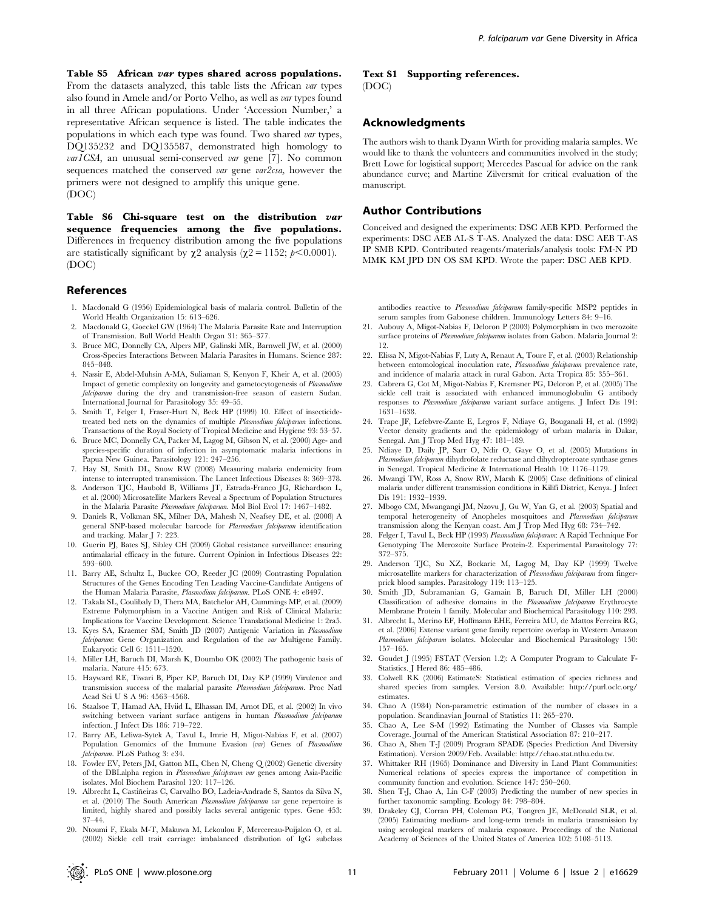**Table S5 African *var* types shared across populations.** From the datasets analyzed, this table lists the African *var* types also found in Amele and/or Porto Velho, as well as *var* types found in all three African populations. Under 'Accession Number,' a representative African sequence is listed. The table indicates the populations in which each type was found. Two shared *var* types, DQ135232 and DQ135587, demonstrated high homology to *var1CSA*, an unusual semi-conserved *var* gene [7]. No common sequences matched the conserved *var* gene *var2csa,* however the primers were not designed to amplify this unique gene.
(DOC)

**Table S6 Chi-square test on the distribution *var* sequence frequencies among the five populations.** Differences in frequency distribution among the five populations are statistically significant by $\chi 2$ analysis ($\chi 2 = 1152$; $p<0.0001$).
(DOC)

**Text S1 Supporting references.**
(DOC)

## Acknowledgments

The authors wish to thank Dyann Wirth for providing malaria samples. We would like to thank the volunteers and communities involved in the study; Brett Lowe for logistical support; Mercedes Pascual for advice on the rank abundance curve; and Martine Zilversmit for critical evaluation of the manuscript.

## Author Contributions

Conceived and designed the experiments: DSC AEB KPD. Performed the experiments: DSC AEB AL-S T-AS. Analyzed the data: DSC AEB T-AS IP SMB KPD. Contributed reagents/materials/analysis tools: FM-N PD MMK KM JPD DN OS SM KPD. Wrote the paper: DSC AEB KPD.

## References

1. Macdonald G (1956) Epidemiological basis of malaria control. Bulletin of the World Health Organization 15: 613–626.
2. Macdonald G, Goeckel GW (1964) The Malaria Parasite Rate and Interruption of Transmission. Bull World Health Organ 31: 365–377.
3. Bruce MC, Donnelly CA, Alpers MP, Galinski MR, Barnwell JW, et al. (2000) Cross-Species Interactions Between Malaria Parasites in Humans. Science 287: 845–848.
4. Nassir E, Abdel-Muhsin A-MA, Suliaman S, Kenyon F, Kheir A, et al. (2005) Impact of genetic complexity on longevity and gametocytogenesis of *Plasmodium falciparum* during the dry and transmission-free season of eastern Sudan. International Journal for Parasitology 35: 49–55.
5. Smith T, Felger I, Fraser-Hurt N, Beck HP (1999) 10. Effect of insecticide-treated bed nets on the dynamics of multiple *Plasmodium falciparum* infections. Transactions of the Royal Society of Tropical Medicine and Hygiene 93: 53–57.
6. Bruce MC, Donnelly CA, Packer M, Lagog M, Gibson N, et al. (2000) Age- and species-specific duration of infection in asymptomatic malaria infections in Papua New Guinea. Parasitology 121: 247–256.
7. Hay SI, Smith DL, Snow RW (2008) Measuring malaria endemicity from intense to interrupted transmission. The Lancet Infectious Diseases 8: 369–378.
8. Anderson TJC, Haubold B, Williams JT, Estrada-Franco JG, Richardson L, et al. (2000) Microsatellite Markers Reveal a Spectrum of Population Structures in the Malaria Parasite *Plasmodium falciparum*. Mol Biol Evol 17: 1467–1482.
9. Daniels R, Volkman SK, Milner DA, Mahesh N, Neafsey DE, et al. (2008) A general SNP-based molecular barcode for *Plasmodium falciparum* identification and tracking. Malar J 7: 223.
10. Guerin PJ, Bates SJ, Sibley CH (2009) Global resistance surveillance: ensuring antimalarial efficacy in the future. Current Opinion in Infectious Diseases 22: 593–600.
11. Barry AE, Schultz L, Buckee CO, Reeder JC (2009) Contrasting Population Structures of the Genes Encoding Ten Leading Vaccine-Candidate Antigens of the Human Malaria Parasite, *Plasmodium falciparum*. PLoS ONE 4: e8497.
12. Takala SL, Coulibaly D, Thera MA, Batchelor AH, Cummings MP, et al. (2009) Extreme Polymorphism in a Vaccine Antigen and Risk of Clinical Malaria: Implications for Vaccine Development. Science Translational Medicine 1: 2ra5.
13. Kyes SA, Kraemer SM, Smith JD (2007) Antigenic Variation in *Plasmodium falciparum*: Gene Organization and Regulation of the *var* Multigene Family. Eukaryotic Cell 6: 1511–1520.
14. Miller LH, Baruch DI, Marsh K, Doumbo OK (2002) The pathogenic basis of malaria. Nature 415: 673.
15. Hayward RE, Tiwari B, Piper KP, Baruch DI, Day KP (1999) Virulence and transmission success of the malarial parasite *Plasmodium falciparum*. Proc Natl Acad Sci U S A 96: 4563–4568.
16. Staalsoe T, Hamad AA, Hviid L, Elhassan IM, Arnot DE, et al. (2002) In vivo switching between variant surface antigens in human *Plasmodium falciparum* infection. J Infect Dis 186: 719–722.
17. Barry AE, Leliwa-Sytek A, Tavul L, Imrie H, Migot-Nabias F, et al. (2007) Population Genomics of the Immune Evasion (*var*) Genes of *Plasmodium falciparum*. PLoS Pathog 3: e34.
18. Fowler EV, Peters JM, Gatton ML, Chen N, Cheng Q (2002) Genetic diversity of the DBLalpha region in *Plasmodium falciparum var* genes among Asia-Pacific isolates. Mol Biochem Parasitol 120: 117–126.
19. Albrecht L, Castiñeiras C, Carvalho BO, Ladeia-Andrade S, Santos da Silva N, et al. (2010) The South American *Plasmodium falciparum var* gene repertoire is limited, highly shared and possibly lacks several antigenic types. Gene 453: 37–44.
20. Ntoumi F, Ekala M-T, Makuwa M, Lekoulou F, Mercereau-Puijalon O, et al. (2002) Sickle cell trait carriage: imbalanced distribution of IgG subclass antibodies reactive to *Plasmodium falciparum* family-specific MSP2 peptides in serum samples from Gabonese children. Immunology Letters 84: 9–16.
21. Aubouy A, Migot-Nabias F, Deloron P (2003) Polymorphism in two merozoite surface proteins of *Plasmodium falciparum* isolates from Gabon. Malaria Journal 2: 12.
22. Elissa N, Migot-Nabias F, Luty A, Renaut A, Toure F, et al. (2003) Relationship between entomological inoculation rate, *Plasmodium falciparum* prevalence rate, and incidence of malaria attack in rural Gabon. Acta Tropica 85: 355–361.
23. Cabrera G, Cot M, Migot-Nabias F, Kremsner PG, Deloron P, et al. (2005) The sickle cell trait is associated with enhanced immunoglobulin G antibody responses to *Plasmodium falciparum* variant surface antigens. J Infect Dis 191: 1631–1638.
24. Trape JF, Lefebvre-Zante E, Legros F, Ndiaye G, Bouganali H, et al. (1992) Vector density gradients and the epidemiology of urban malaria in Dakar, Senegal. Am J Trop Med Hyg 47: 181–189.
25. Ndiaye D, Daily JP, Sarr O, Ndir O, Gaye O, et al. (2005) Mutations in *Plasmodium falciparum* dihydrofolate reductase and dihydropteroate synthase genes in Senegal. Tropical Medicine & International Health 10: 1176–1179.
26. Mwangi TW, Ross A, Snow RW, Marsh K (2005) Case definitions of clinical malaria under different transmission conditions in Kilifi District, Kenya. J Infect Dis 191: 1932–1939.
27. Mbogo CM, Mwangangi JM, Nzovu J, Gu W, Yan G, et al. (2003) Spatial and temporal heterogeneity of Anopheles mosquitoes and *Plasmodium falciparum* transmission along the Kenyan coast. Am J Trop Med Hyg 68: 734–742.
28. Felger I, Tavul L, Beck HP (1993) *Plasmodium falciparum*: A Rapid Technique For Genotyping The Merozoite Surface Protein-2. Experimental Parasitology 77: 372–375.
29. Anderson TJC, Su XZ, Bockarie M, Lagog M, Day KP (1999) Twelve microsatellite markers for characterization of *Plasmodium falciparum* from finger-prick blood samples. Parasitology 119: 113–125.
30. Smith JD, Subramanian G, Gamain B, Baruch DI, Miller LH (2000) Classification of adhesive domains in the *Plasmodium falciparum* Erythrocyte Membrane Protein 1 family. Molecular and Biochemical Parasitology 110: 293.
31. Albrecht L, Merino EF, Hoffmann EHE, Ferreira MU, de Mattos Ferreira RG, et al. (2006) Extense variant gene family repertoire overlap in Western Amazon *Plasmodium falciparum* isolates. Molecular and Biochemical Parasitology 150: 157–165.
32. Goudet J (1995) FSTAT (Version 1.2): A Computer Program to Calculate F-Statistics. J Hered 86: 485–486.
33. Colwell RK (2006) EstimateS: Statistical estimation of species richness and shared species from samples. Version 8.0. Available: http://purl.oclc.org/estimates.
34. Chao A (1984) Non-parametric estimation of the number of classes in a population. Scandinavian Journal of Statistics 11: 265–270.
35. Chao A, Lee S-M (1992) Estimating the Number of Classes via Sample Coverage. Journal of the American Statistical Association 87: 210–217.
36. Chao A, Shen T-J (2009) Program SPADE (Species Prediction And Diversity Estimation). Version 2009/Feb. Available: http://chao.stat.nthu.edu.tw.
37. Whittaker RH (1965) Dominance and Diversity in Land Plant Communities: Numerical relations of species express the importance of competition in community function and evolution. Science 147: 250–260.
38. Shen T-J, Chao A, Lin C-F (2003) Predicting the number of new species in further taxonomic sampling. Ecology 84: 798–804.
39. Drakeley CJ, Corran PH, Coleman PG, Tongren JE, McDonald SLR, et al. (2005) Estimating medium- and long-term trends in malaria transmission by using serological markers of malaria exposure. Proceedings of the National Academy of Sciences of the United States of America 102: 5108–5113.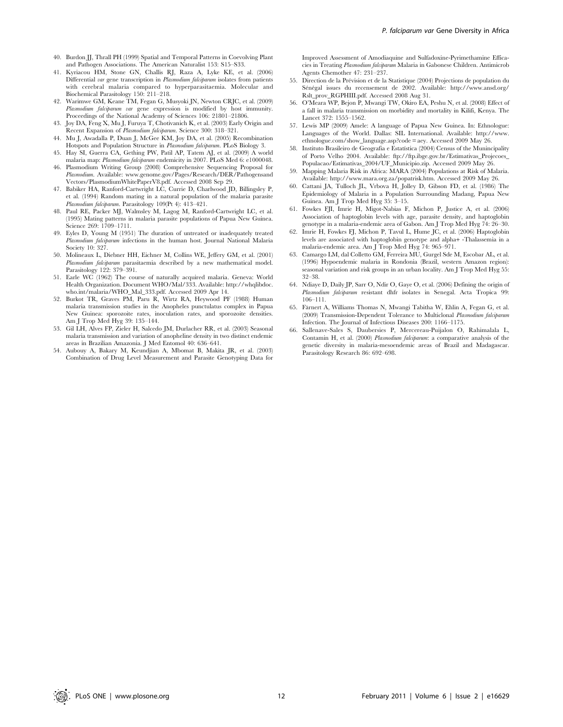40. Burdon JJ, Thrall PH (1999) Spatial and Temporal Patterns in Coevolving Plant and Pathogen Associations. The American Naturalist 153: S15–S33.
41. Kyriacou HM, Stone GN, Challis RJ, Raza A, Lyke KE, et al. (2006) Differential *var* gene transcription in *Plasmodium falciparum* isolates from patients with cerebral malaria compared to hyperparasitaemia. Molecular and Biochemical Parasitology 150: 211–218.
42. Warimwe GM, Keane TM, Fegan G, Musyoki JN, Newton CRJC, et al. (2009) *Plasmodium falciparum var* gene expression is modified by host immunity. Proceedings of the National Academy of Sciences 106: 21801–21806.
43. Joy DA, Feng X, Mu J, Furuya T, Chotivanich K, et al. (2003) Early Origin and Recent Expansion of *Plasmodium falciparum*. Science 300: 318–321.
44. Mu J, Awadalla P, Duan J, McGee KM, Joy DA, et al. (2005) Recombination Hotspots and Population Structure in *Plasmodium falciparum*. PLoS Biology 3.
45. Hay SI, Guerra CA, Gething PW, Patil AP, Tatem AJ, et al. (2009) A world malaria map: *Plasmodium falciparum* endemicity in 2007. PLoS Med 6: e1000048.
46. Plasmodium Writing Group (2008) Comprehensive Sequencing Proposal for *Plasmodium*. Available: www.genome.gov/Pages/Research/DER/PathogensandVectors/PlasmodiumWhitePaperV8.pdf. Accessed 2008 Sep 29.
47. Babiker HA, Ranford-Cartwright LC, Currie D, Charlwood JD, Billingsley P, et al. (1994) Random mating in a natural population of the malaria parasite *Plasmodium falciparum*. Parasitology 109(Pt 4): 413–421.
48. Paul RE, Packer MJ, Walmsley M, Lagog M, Ranford-Cartwright LC, et al. (1995) Mating patterns in malaria parasite populations of Papua New Guinea. Science 269: 1709–1711.
49. Eyles D, Young M (1951) The duration of untreated or inadequately treated *Plasmodium falciparum* infections in the human host. Journal National Malaria Society 10: 327.
50. Molineaux L, Diebner HH, Eichner M, Collins WE, Jeffery GM, et al. (2001) *Plasmodium falciparum* parasitaemia described by a new mathematical model. Parasitology 122: 379–391.
51. Earle WC (1962) The course of naturally acquired malaria. Geneva: World Health Organization. Document WHO/Mal/333. Available: http://whqlibdoc.who.int/malaria/WHO_Mal_333.pdf. Accessed 2009 Apr 14.
52. Burkot TR, Graves PM, Paru R, Wirtz RA, Heywood PF (1988) Human malaria transmission studies in the Anopheles punctulatus complex in Papua New Guinea: sporozoite rates, inoculation rates, and sporozoite densities. Am J Trop Med Hyg 39: 135–144.
53. Gil LH, Alves FP, Zieler H, Salcedo JM, Durlacher RR, et al. (2003) Seasonal malaria transmission and variation of anopheline density in two distinct endemic areas in Brazilian Amazonia. J Med Entomol 40: 636–641.
54. Aubouy A, Bakary M, Keundjian A, Mbomat B, Makita JR, et al. (2003) Combination of Drug Level Measurement and Parasite Genotyping Data for Improved Assessment of Amodiaquine and Sulfadoxine-Pyrimethamine Efficacies in Treating *Plasmodium falciparum* Malaria in Gabonese Children. Antimicrob Agents Chemother 47: 231–237.
55. Direction de la Prévision et de la Statistique (2004) Projections de population du Sénégal issues du recensement de 2002. Available: http://www.ansd.org/Rslt_prov_RGPHIII.pdf. Accessed 2008 Aug 31.
56. O'Meara WP, Bejon P, Mwangi TW, Okiro EA, Peshu N, et al. (2008) Effect of a fall in malaria transmission on morbidity and mortality in Kilifi, Kenya. The Lancet 372: 1555–1562.
57. Lewis MP (2009) Amele: A language of Papua New Guinea. In: Ethnologue: Languages of the World. Dallas: SIL International. Available: http://www.ethnologue.com/show_language.asp?code=aey. Accessed 2009 May 26.
58. Instituto Brasileiro de Geografia e Estatística (2004) Census of the Munincipality of Porto Velho 2004. Available: ftp://ftp.ibge.gov.br/Estimativas_Projecoes_Populacao/Estimativas_2004/UF_Municipio.zip. Accessed 2009 May 26.
59. Mapping Malaria Risk in Africa: MARA (2004) Populations at Risk of Malaria. Available: http://www.mara.org.za/popatrisk.htm. Accessed 2009 May 26.
60. Cattani JA, Tulloch JL, Vrbova H, Jolley D, Gibson FD, et al. (1986) The Epidemiology of Malaria in a Population Surrounding Madang, Papua New Guinea. Am J Trop Med Hyg 35: 3–15.
61. Fowkes FJI, Imrie H, Migot-Nabias F, Michon P, Justice A, et al. (2006) Association of haptoglobin levels with age, parasite density, and haptoglobin genotype in a malaria-endemic area of Gabon. Am J Trop Med Hyg 74: 26–30.
62. Imrie H, Fowkes FJ, Michon P, Tavul L, Hume JC, et al. (2006) Haptoglobin levels are associated with haptoglobin genotype and alpha+ -Thalassemia in a malaria-endemic area. Am J Trop Med Hyg 74: 965–971.
63. Camargo LM, dal Colletto GM, Ferreira MU, Gurgel Sde M, Escobar AL, et al. (1996) Hypoendemic malaria in Rondonia (Brazil, western Amazon region): seasonal variation and risk groups in an urban locality. Am J Trop Med Hyg 55: 32–38.
64. Ndiaye D, Daily JP, Sarr O, Ndir O, Gaye O, et al. (2006) Defining the origin of *Plasmodium falciparum* resistant dhfr isolates in Senegal. Acta Tropica 99: 106–111.
65. Färnert A, Williams Thomas N, Mwangi Tabitha W, Ehlin A, Fegan G, et al. (2009) Transmission-Dependent Tolerance to Multiclonal *Plasmodium falciparum* Infection. The Journal of Infectious Diseases 200: 1166–1175.
66. Sallenave-Sales S, Daubersies P, Mercereau-Puijalon O, Rahimalala L, Contamin H, et al. (2000) *Plasmodium falciparum*: a comparative analysis of the genetic diversity in malaria-mesoendemic areas of Brazil and Madagascar. Parasitology Research 86: 692–698.